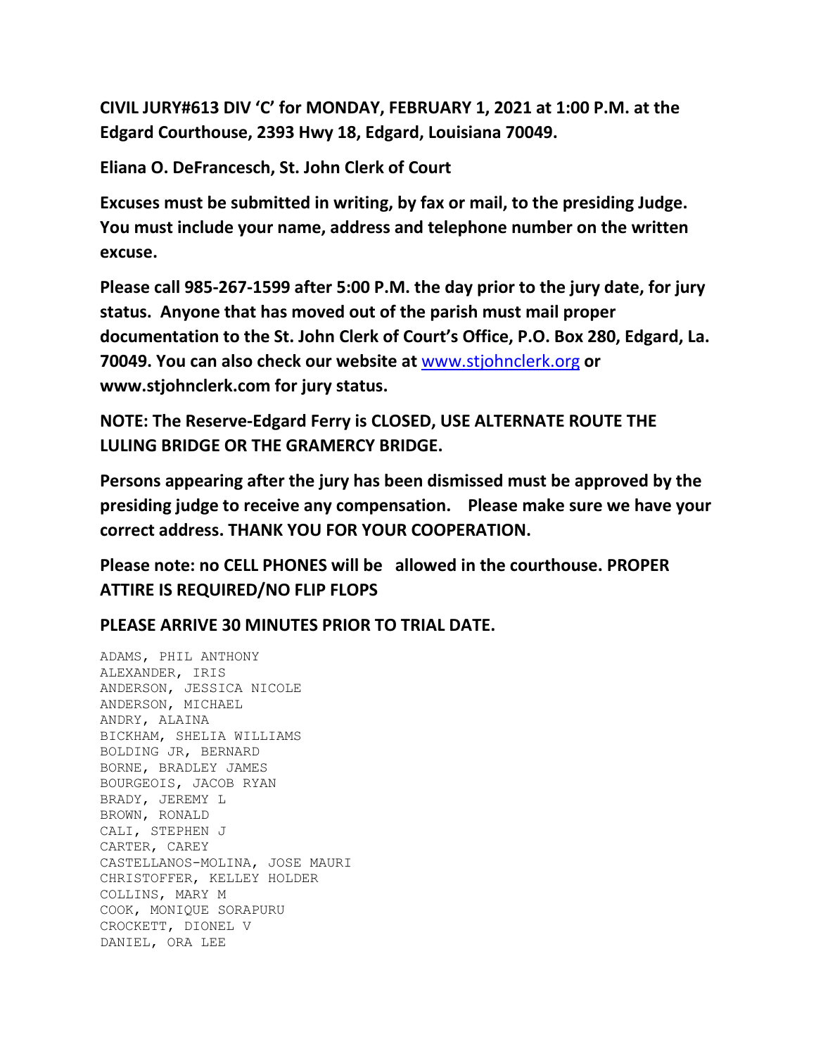**CIVIL JURY#613 DIV 'C' for MONDAY, FEBRUARY 1, 2021 at 1:00 P.M. at the Edgard Courthouse, 2393 Hwy 18, Edgard, Louisiana 70049.**

**Eliana O. DeFrancesch, St. John Clerk of Court**

**Excuses must be submitted in writing, by fax or mail, to the presiding Judge. You must include your name, address and telephone number on the written excuse.**

**Please call 985-267-1599 after 5:00 P.M. the day prior to the jury date, for jury status. Anyone that has moved out of the parish must mail proper documentation to the St. John Clerk of Court's Office, P.O. Box 280, Edgard, La. 70049. You can also check our website at [www.stjohnclerk.org](http://www.stjohnclerk.org) or www.stjohnclerk.com for jury status.**

**NOTE: The Reserve-Edgard Ferry is CLOSED, USE ALTERNATE ROUTE THE LULING BRIDGE OR THE GRAMERCY BRIDGE.**

**Persons appearing after the jury has been dismissed must be approved by the presiding judge to receive any compensation. Please make sure we have your correct address. THANK YOU FOR YOUR COOPERATION.**

**Please note: no CELL PHONES will be allowed in the courthouse. PROPER ATTIRE IS REQUIRED/NO FLIP FLOPS**

**PLEASE ARRIVE 30 MINUTES PRIOR TO TRIAL DATE.**

ADAMS, PHIL ANTHONY
ALEXANDER, IRIS
ANDERSON, JESSICA NICOLE
ANDERSON, MICHAEL
ANDRY, ALAINA
BICKHAM, SHELIA WILLIAMS
BOLDING JR, BERNARD
BORNE, BRADLEY JAMES
BOURGEOIS, JACOB RYAN
BRADY, JEREMY L
BROWN, RONALD
CALI, STEPHEN J
CARTER, CAREY
CASTELLANOS-MOLINA, JOSE MAURI
CHRISTOFFER, KELLEY HOLDER
COLLINS, MARY M
COOK, MONIQUE SORAPURU
CROCKETT, DIONEL V
DANIEL, ORA LEE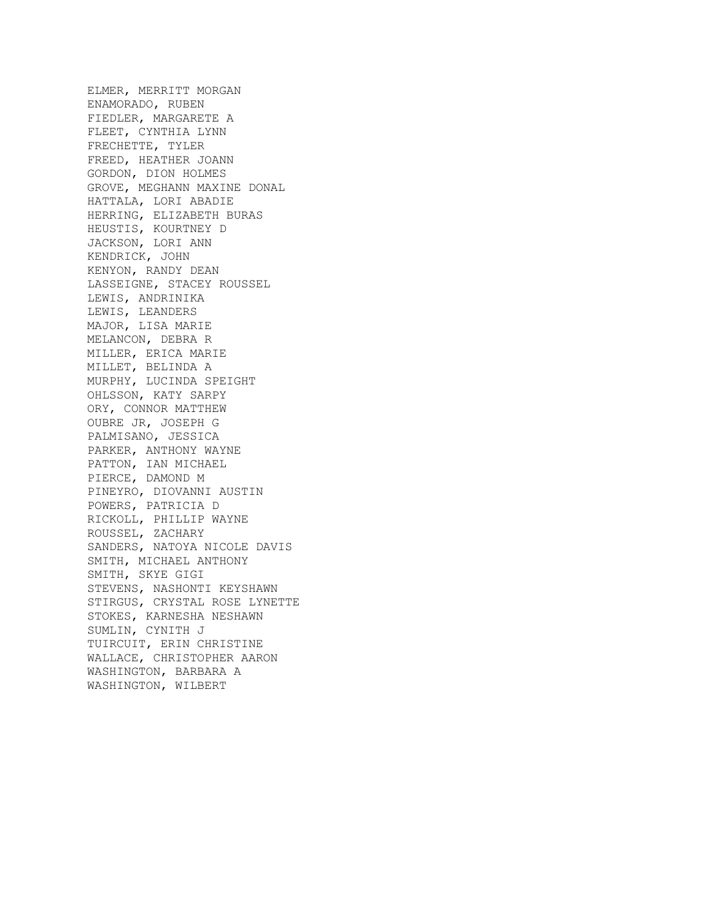ELMER, MERRITT MORGAN
ENAMORADO, RUBEN
FIEDLER, MARGARETE A
FLEET, CYNTHIA LYNN
FRECHETTE, TYLER
FREED, HEATHER JOANN
GORDON, DION HOLMES
GROVE, MEGHANN MAXINE DONAL
HATTALA, LORI ABADIE
HERRING, ELIZABETH BURAS
HEUSTIS, KOURTNEY D
JACKSON, LORI ANN
KENDRICK, JOHN
KENYON, RANDY DEAN
LASSEIGNE, STACEY ROUSSEL
LEWIS, ANDRINIKA
LEWIS, LEANDERS
MAJOR, LISA MARIE
MELANCON, DEBRA R
MILLER, ERICA MARIE
MILLET, BELINDA A
MURPHY, LUCINDA SPEIGHT
OHLSSON, KATY SARPY
ORY, CONNOR MATTHEW
OUBRE JR, JOSEPH G
PALMISANO, JESSICA
PARKER, ANTHONY WAYNE
PATTON, IAN MICHAEL
PIERCE, DAMOND M
PINEYRO, DIOVANNI AUSTIN
POWERS, PATRICIA D
RICKOLL, PHILLIP WAYNE
ROUSSEL, ZACHARY
SANDERS, NATOYA NICOLE DAVIS
SMITH, MICHAEL ANTHONY
SMITH, SKYE GIGI
STEVENS, NASHONTI KEYSHAWN
STIRGUS, CRYSTAL ROSE LYNETTE
STOKES, KARNESHA NESHAWN
SUMLIN, CYNITH J
TUIRCUIT, ERIN CHRISTINE
WALLACE, CHRISTOPHER AARON
WASHINGTON, BARBARA A
WASHINGTON, WILBERT